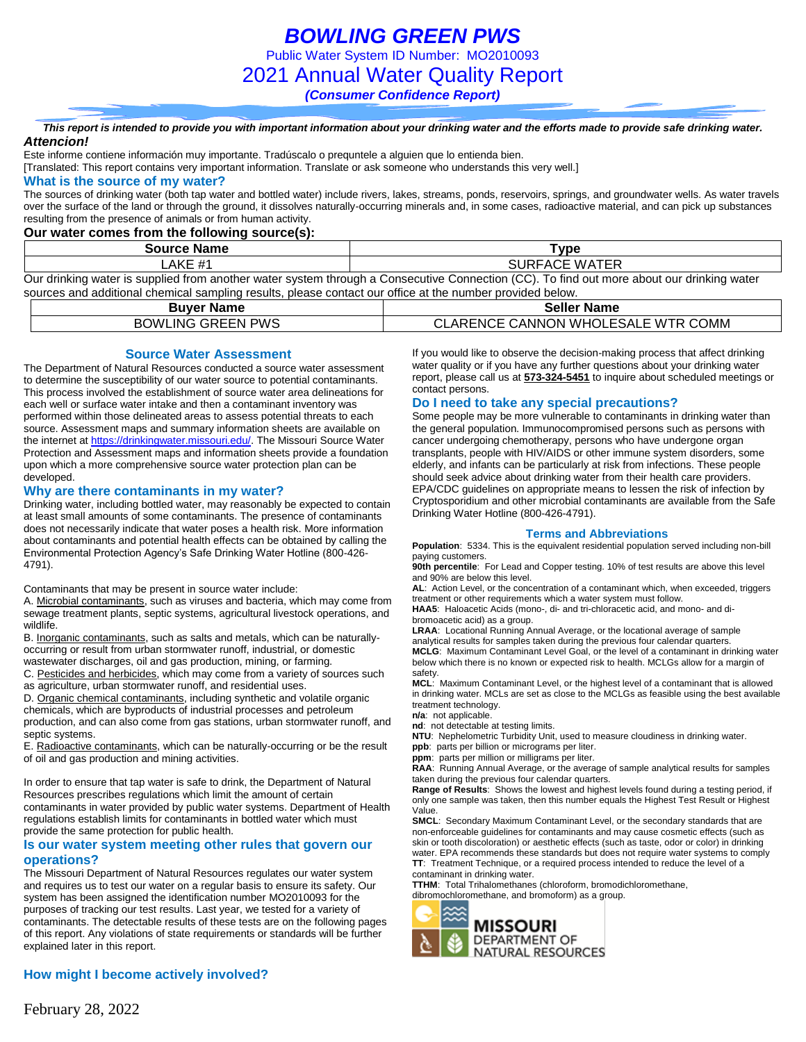# BOWLING GREEN PWS

Public Water System ID Number: MO2010093

## 2021 Annual Water Quality Report

***(Consumer Confidence Report)***

***This report is intended to provide you with important information about your drinking water and the efforts made to provide safe drinking water.***

***Attencion!***

Este informe contiene información muy importante. Tradúscalo o prequntele a alguien que lo entienda bien.
[Translated: This report contains very important information. Translate or ask someone who understands this very well.]

### What is the source of my water?

The sources of drinking water (both tap water and bottled water) include rivers, lakes, streams, ponds, reservoirs, springs, and groundwater wells. As water travels over the surface of the land or through the ground, it dissolves naturally-occurring minerals and, in some cases, radioactive material, and can pick up substances resulting from the presence of animals or from human activity.

**Our water comes from the following source(s):**

| Source Name | Type |
|---|---|
| LAKE #1 | SURFACE WATER |

Our drinking water is supplied from another water system through a Consecutive Connection (CC). To find out more about our drinking water sources and additional chemical sampling results, please contact our office at the number provided below.

| Buyer Name | Seller Name |
|---|---|
| BOWLING GREEN PWS | CLARENCE CANNON WHOLESALE WTR COMM |

### Source Water Assessment

The Department of Natural Resources conducted a source water assessment to determine the susceptibility of our water source to potential contaminants. This process involved the establishment of source water area delineations for each well or surface water intake and then a contaminant inventory was performed within those delineated areas to assess potential threats to each source. Assessment maps and summary information sheets are available on the internet at https://drinkingwater.missouri.edu/. The Missouri Source Water Protection and Assessment maps and information sheets provide a foundation upon which a more comprehensive source water protection plan can be developed.

### Why are there contaminants in my water?

Drinking water, including bottled water, may reasonably be expected to contain at least small amounts of some contaminants. The presence of contaminants does not necessarily indicate that water poses a health risk. More information about contaminants and potential health effects can be obtained by calling the Environmental Protection Agency's Safe Drinking Water Hotline (800-426-4791).

Contaminants that may be present in source water include:

A. Microbial contaminants, such as viruses and bacteria, which may come from sewage treatment plants, septic systems, agricultural livestock operations, and wildlife.
B. Inorganic contaminants, such as salts and metals, which can be naturally-occurring or result from urban stormwater runoff, industrial, or domestic wastewater discharges, oil and gas production, mining, or farming.
C. Pesticides and herbicides, which may come from a variety of sources such as agriculture, urban stormwater runoff, and residential uses.
D. Organic chemical contaminants, including synthetic and volatile organic chemicals, which are byproducts of industrial processes and petroleum production, and can also come from gas stations, urban stormwater runoff, and septic systems.
E. Radioactive contaminants, which can be naturally-occurring or be the result of oil and gas production and mining activities.

In order to ensure that tap water is safe to drink, the Department of Natural Resources prescribes regulations which limit the amount of certain contaminants in water provided by public water systems. Department of Health regulations establish limits for contaminants in bottled water which must provide the same protection for public health.

### Is our water system meeting other rules that govern our operations?

The Missouri Department of Natural Resources regulates our water system and requires us to test our water on a regular basis to ensure its safety. Our system has been assigned the identification number MO2010093 for the purposes of tracking our test results. Last year, we tested for a variety of contaminants. The detectable results of these tests are on the following pages of this report. Any violations of state requirements or standards will be further explained later in this report.

### How might I become actively involved?

If you would like to observe the decision-making process that affect drinking water quality or if you have any further questions about your drinking water report, please call us at **573-324-5451** to inquire about scheduled meetings or contact persons.

### Do I need to take any special precautions?

Some people may be more vulnerable to contaminants in drinking water than the general population. Immunocompromised persons such as persons with cancer undergoing chemotherapy, persons who have undergone organ transplants, people with HIV/AIDS or other immune system disorders, some elderly, and infants can be particularly at risk from infections. These people should seek advice about drinking water from their health care providers. EPA/CDC guidelines on appropriate means to lessen the risk of infection by Cryptosporidium and other microbial contaminants are available from the Safe Drinking Water Hotline (800-426-4791).

### Terms and Abbreviations

**Population**: 5334. This is the equivalent residential population served including non-bill paying customers.
**90th percentile**: For Lead and Copper testing. 10% of test results are above this level and 90% are below this level.
**AL**: Action Level, or the concentration of a contaminant which, when exceeded, triggers treatment or other requirements which a water system must follow.
**HAA5**: Haloacetic Acids (mono-, di- and tri-chloracetic acid, and mono- and di-bromoacetic acid) as a group.
**LRAA**: Locational Running Annual Average, or the locational average of sample analytical results for samples taken during the previous four calendar quarters.
**MCLG**: Maximum Contaminant Level Goal, or the level of a contaminant in drinking water below which there is no known or expected risk to health. MCLGs allow for a margin of safety.
**MCL**: Maximum Contaminant Level, or the highest level of a contaminant that is allowed in drinking water. MCLs are set as close to the MCLGs as feasible using the best available treatment technology.
**n/a**: not applicable.
**nd**: not detectable at testing limits.
**NTU**: Nephelometric Turbidity Unit, used to measure cloudiness in drinking water.
**ppb**: parts per billion or micrograms per liter.
**ppm**: parts per million or milligrams per liter.
**RAA**: Running Annual Average, or the average of sample analytical results for samples taken during the previous four calendar quarters.
**Range of Results**: Shows the lowest and highest levels found during a testing period, if only one sample was taken, then this number equals the Highest Test Result or Highest Value.
**SMCL**: Secondary Maximum Contaminant Level, or the secondary standards that are non-enforceable guidelines for contaminants and may cause cosmetic effects (such as skin or tooth discoloration) or aesthetic effects (such as taste, odor or color) in drinking water. EPA recommends these standards but does not require water systems to comply
**TT**: Treatment Technique, or a required process intended to reduce the level of a contaminant in drinking water.
**TTHM**: Total Trihalomethanes (chloroform, bromodichloromethane, dibromochloromethane, and bromoform) as a group.

MISSOURI DEPARTMENT OF NATURAL RESOURCES

February 28, 2022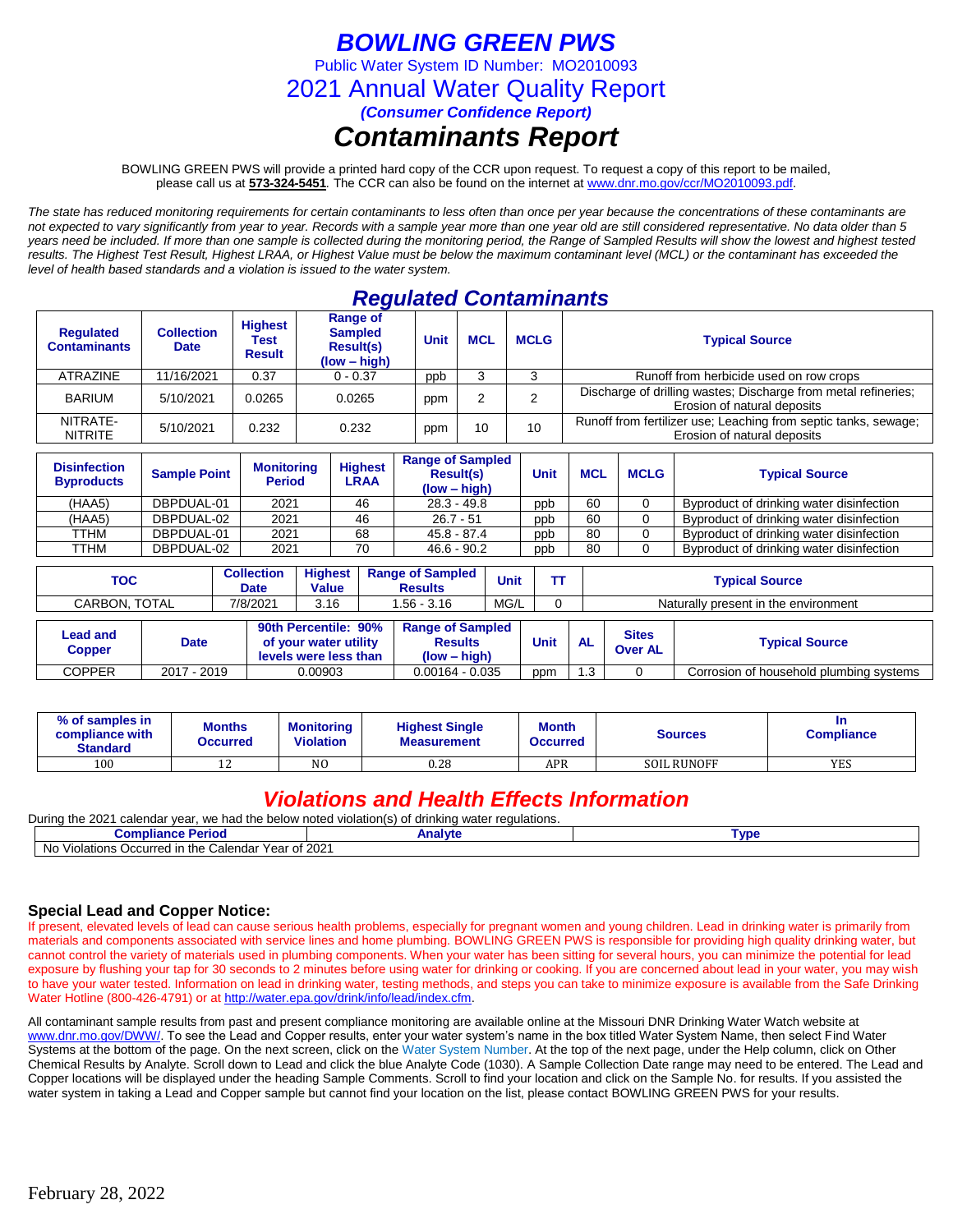# BOWLING GREEN PWS

Public Water System ID Number: MO2010093

## 2021 Annual Water Quality Report

***(Consumer Confidence Report)***

# *Contaminants Report*

BOWLING GREEN PWS will provide a printed hard copy of the CCR upon request. To request a copy of this report to be mailed, please call us at **573-324-5451**. The CCR can also be found on the internet at www.dnr.mo.gov/ccr/MO2010093.pdf.

*The state has reduced monitoring requirements for certain contaminants to less often than once per year because the concentrations of these contaminants are not expected to vary significantly from year to year. Records with a sample year more than one year old are still considered representative. No data older than 5 years need be included. If more than one sample is collected during the monitoring period, the Range of Sampled Results will show the lowest and highest tested results. The Highest Test Result, Highest LRAA, or Highest Value must be below the maximum contaminant level (MCL) or the contaminant has exceeded the level of health based standards and a violation is issued to the water system.*

## *Regulated Contaminants*

| Regulated Contaminants | Collection Date | Highest Test Result | Range of Sampled Result(s) (low – high) | Unit | MCL | MCLG | Typical Source |
|---|---|---|---|---|---|---|---|
| ATRAZINE | 11/16/2021 | 0.37 | 0 - 0.37 | ppb | 3 | 3 | Runoff from herbicide used on row crops |
| BARIUM | 5/10/2021 | 0.0265 | 0.0265 | ppm | 2 | 2 | Discharge of drilling wastes; Discharge from metal refineries; Erosion of natural deposits |
| NITRATE-NITRITE | 5/10/2021 | 0.232 | 0.232 | ppm | 10 | 10 | Runoff from fertilizer use; Leaching from septic tanks, sewage; Erosion of natural deposits |

| Disinfection Byproducts | Sample Point | Monitoring Period | Highest LRAA | Range of Sampled Result(s) (low – high) | Unit | MCL | MCLG | Typical Source |
|---|---|---|---|---|---|---|---|---|
| (HAA5) | DBPDUAL-01 | 2021 | 46 | 28.3 - 49.8 | ppb | 60 | 0 | Byproduct of drinking water disinfection |
| (HAA5) | DBPDUAL-02 | 2021 | 46 | 26.7 - 51 | ppb | 60 | 0 | Byproduct of drinking water disinfection |
| TTHM | DBPDUAL-01 | 2021 | 68 | 45.8 - 87.4 | ppb | 80 | 0 | Byproduct of drinking water disinfection |
| TTHM | DBPDUAL-02 | 2021 | 70 | 46.6 - 90.2 | ppb | 80 | 0 | Byproduct of drinking water disinfection |

| TOC | Collection Date | Highest Value | Range of Sampled Results | Unit | TT | Typical Source |
|---|---|---|---|---|---|---|
| CARBON, TOTAL | 7/8/2021 | 3.16 | 1.56 - 3.16 | MG/L | 0 | Naturally present in the environment |

| Lead and Copper | Date | 90th Percentile: 90% of your water utility levels were less than | Range of Sampled Results (low – high) | Unit | AL | Sites Over AL | Typical Source |
|---|---|---|---|---|---|---|---|
| COPPER | 2017 - 2019 | 0.00903 | 0.00164 - 0.035 | ppm | 1.3 | 0 | Corrosion of household plumbing systems |

| % of samples in compliance with Standard | Months Occurred | Monitoring Violation | Highest Single Measurement | Month Occurred | Sources | In Compliance |
|---|---|---|---|---|---|---|
| 100 | 12 | NO | 0.28 | APR | SOIL RUNOFF | YES |

## *Violations and Health Effects Information*

During the 2021 calendar year, we had the below noted violation(s) of drinking water regulations.

| Compliance Period | Analyte | Type |
|---|---|---|
| No Violations Occurred in the Calendar Year of 2021 | | |

### Special Lead and Copper Notice:

If present, elevated levels of lead can cause serious health problems, especially for pregnant women and young children. Lead in drinking water is primarily from materials and components associated with service lines and home plumbing. BOWLING GREEN PWS is responsible for providing high quality drinking water, but cannot control the variety of materials used in plumbing components. When your water has been sitting for several hours, you can minimize the potential for lead exposure by flushing your tap for 30 seconds to 2 minutes before using water for drinking or cooking. If you are concerned about lead in your water, you may wish to have your water tested. Information on lead in drinking water, testing methods, and steps you can take to minimize exposure is available from the Safe Drinking Water Hotline (800-426-4791) or at http://water.epa.gov/drink/info/lead/index.cfm.

All contaminant sample results from past and present compliance monitoring are available online at the Missouri DNR Drinking Water Watch website at www.dnr.mo.gov/DWW/. To see the Lead and Copper results, enter your water system's name in the box titled Water System Name, then select Find Water Systems at the bottom of the page. On the next screen, click on the Water System Number. At the top of the next page, under the Help column, click on Other Chemical Results by Analyte. Scroll down to Lead and click the blue Analyte Code (1030). A Sample Collection Date range may need to be entered. The Lead and Copper locations will be displayed under the heading Sample Comments. Scroll to find your location and click on the Sample No. for results. If you assisted the water system in taking a Lead and Copper sample but cannot find your location on the list, please contact BOWLING GREEN PWS for your results.

February 28, 2022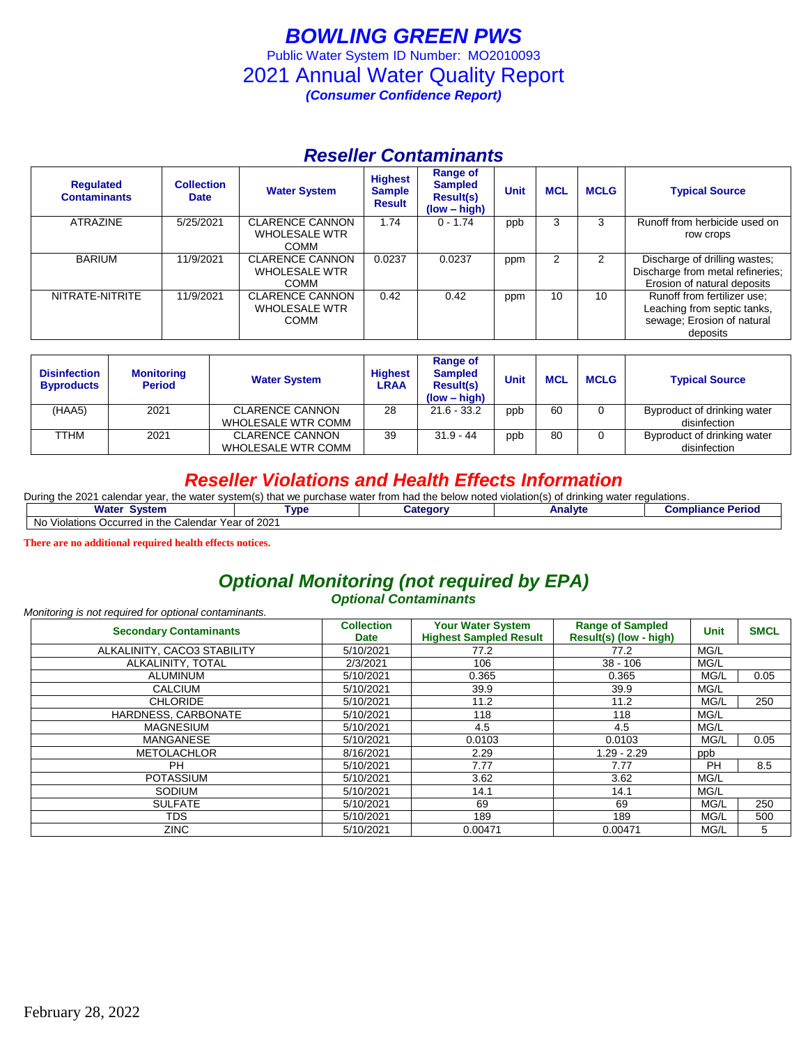# BOWLING GREEN PWS

Public Water System ID Number: MO2010093

## 2021 Annual Water Quality Report

***(Consumer Confidence Report)***

## *Reseller Contaminants*

| Regulated Contaminants | Collection Date | Water System | Highest Sample Result | Range of Sampled Result(s) (low – high) | Unit | MCL | MCLG | Typical Source |
|---|---|---|---|---|---|---|---|---|
| ATRAZINE | 5/25/2021 | CLARENCE CANNON WHOLESALE WTR COMM | 1.74 | 0 - 1.74 | ppb | 3 | 3 | Runoff from herbicide used on row crops |
| BARIUM | 11/9/2021 | CLARENCE CANNON WHOLESALE WTR COMM | 0.0237 | 0.0237 | ppm | 2 | 2 | Discharge of drilling wastes; Discharge from metal refineries; Erosion of natural deposits |
| NITRATE-NITRITE | 11/9/2021 | CLARENCE CANNON WHOLESALE WTR COMM | 0.42 | 0.42 | ppm | 10 | 10 | Runoff from fertilizer use; Leaching from septic tanks, sewage; Erosion of natural deposits |

| Disinfection Byproducts | Monitoring Period | Water System | Highest LRAA | Range of Sampled Result(s) (low – high) | Unit | MCL | MCLG | Typical Source |
|---|---|---|---|---|---|---|---|---|
| (HAA5) | 2021 | CLARENCE CANNON WHOLESALE WTR COMM | 28 | 21.6 - 33.2 | ppb | 60 | 0 | Byproduct of drinking water disinfection |
| TTHM | 2021 | CLARENCE CANNON WHOLESALE WTR COMM | 39 | 31.9 - 44 | ppb | 80 | 0 | Byproduct of drinking water disinfection |

## *Reseller Violations and Health Effects Information*

During the 2021 calendar year, the water system(s) that we purchase water from had the below noted violation(s) of drinking water regulations.

| Water System | Type | Category | Analyte | Compliance Period |
|---|---|---|---|---|
| No Violations Occurred in the Calendar Year of 2021 | | | | |

**There are no additional required health effects notices.**

## *Optional Monitoring (not required by EPA)*

***Optional Contaminants***

*Monitoring is not required for optional contaminants.*

| Secondary Contaminants | Collection Date | Your Water System Highest Sampled Result | Range of Sampled Result(s) (low - high) | Unit | SMCL |
|---|---|---|---|---|---|
| ALKALINITY, CACO3 STABILITY | 5/10/2021 | 77.2 | 77.2 | MG/L | |
| ALKALINITY, TOTAL | 2/3/2021 | 106 | 38 - 106 | MG/L | |
| ALUMINUM | 5/10/2021 | 0.365 | 0.365 | MG/L | 0.05 |
| CALCIUM | 5/10/2021 | 39.9 | 39.9 | MG/L | |
| CHLORIDE | 5/10/2021 | 11.2 | 11.2 | MG/L | 250 |
| HARDNESS, CARBONATE | 5/10/2021 | 118 | 118 | MG/L | |
| MAGNESIUM | 5/10/2021 | 4.5 | 4.5 | MG/L | |
| MANGANESE | 5/10/2021 | 0.0103 | 0.0103 | MG/L | 0.05 |
| METOLACHLOR | 8/16/2021 | 2.29 | 1.29 - 2.29 | ppb | |
| PH | 5/10/2021 | 7.77 | 7.77 | PH | 8.5 |
| POTASSIUM | 5/10/2021 | 3.62 | 3.62 | MG/L | |
| SODIUM | 5/10/2021 | 14.1 | 14.1 | MG/L | |
| SULFATE | 5/10/2021 | 69 | 69 | MG/L | 250 |
| TDS | 5/10/2021 | 189 | 189 | MG/L | 500 |
| ZINC | 5/10/2021 | 0.00471 | 0.00471 | MG/L | 5 |

February 28, 2022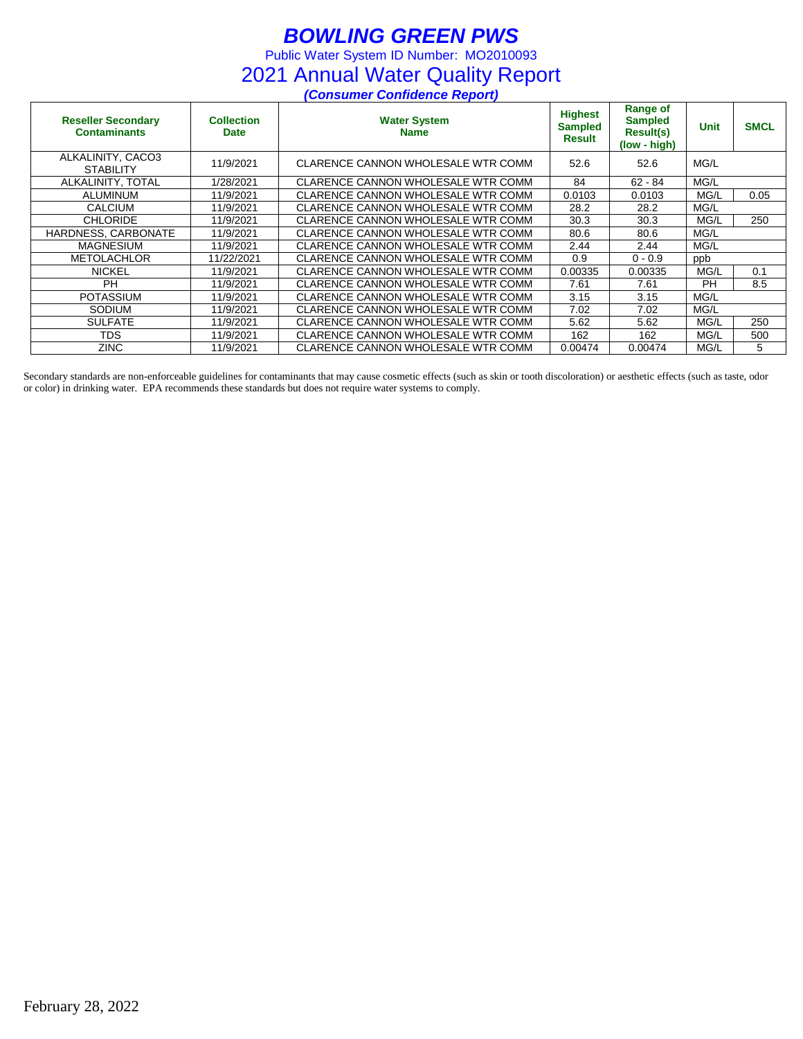# BOWLING GREEN PWS

Public Water System ID Number: MO2010093

## 2021 Annual Water Quality Report

***(Consumer Confidence Report)***

| Reseller Secondary Contaminants | Collection Date | Water System Name | Highest Sampled Result | Range of Sampled Result(s) (low - high) | Unit | SMCL |
|---|---|---|---|---|---|---|
| ALKALINITY, CACO3 STABILITY | 11/9/2021 | CLARENCE CANNON WHOLESALE WTR COMM | 52.6 | 52.6 | MG/L | |
| ALKALINITY, TOTAL | 1/28/2021 | CLARENCE CANNON WHOLESALE WTR COMM | 84 | 62 - 84 | MG/L | |
| ALUMINUM | 11/9/2021 | CLARENCE CANNON WHOLESALE WTR COMM | 0.0103 | 0.0103 | MG/L | 0.05 |
| CALCIUM | 11/9/2021 | CLARENCE CANNON WHOLESALE WTR COMM | 28.2 | 28.2 | MG/L | |
| CHLORIDE | 11/9/2021 | CLARENCE CANNON WHOLESALE WTR COMM | 30.3 | 30.3 | MG/L | 250 |
| HARDNESS, CARBONATE | 11/9/2021 | CLARENCE CANNON WHOLESALE WTR COMM | 80.6 | 80.6 | MG/L | |
| MAGNESIUM | 11/9/2021 | CLARENCE CANNON WHOLESALE WTR COMM | 2.44 | 2.44 | MG/L | |
| METOLACHLOR | 11/22/2021 | CLARENCE CANNON WHOLESALE WTR COMM | 0.9 | 0 - 0.9 | ppb | |
| NICKEL | 11/9/2021 | CLARENCE CANNON WHOLESALE WTR COMM | 0.00335 | 0.00335 | MG/L | 0.1 |
| PH | 11/9/2021 | CLARENCE CANNON WHOLESALE WTR COMM | 7.61 | 7.61 | PH | 8.5 |
| POTASSIUM | 11/9/2021 | CLARENCE CANNON WHOLESALE WTR COMM | 3.15 | 3.15 | MG/L | |
| SODIUM | 11/9/2021 | CLARENCE CANNON WHOLESALE WTR COMM | 7.02 | 7.02 | MG/L | |
| SULFATE | 11/9/2021 | CLARENCE CANNON WHOLESALE WTR COMM | 5.62 | 5.62 | MG/L | 250 |
| TDS | 11/9/2021 | CLARENCE CANNON WHOLESALE WTR COMM | 162 | 162 | MG/L | 500 |
| ZINC | 11/9/2021 | CLARENCE CANNON WHOLESALE WTR COMM | 0.00474 | 0.00474 | MG/L | 5 |

Secondary standards are non-enforceable guidelines for contaminants that may cause cosmetic effects (such as skin or tooth discoloration) or aesthetic effects (such as taste, odor or color) in drinking water. EPA recommends these standards but does not require water systems to comply.

February 28, 2022